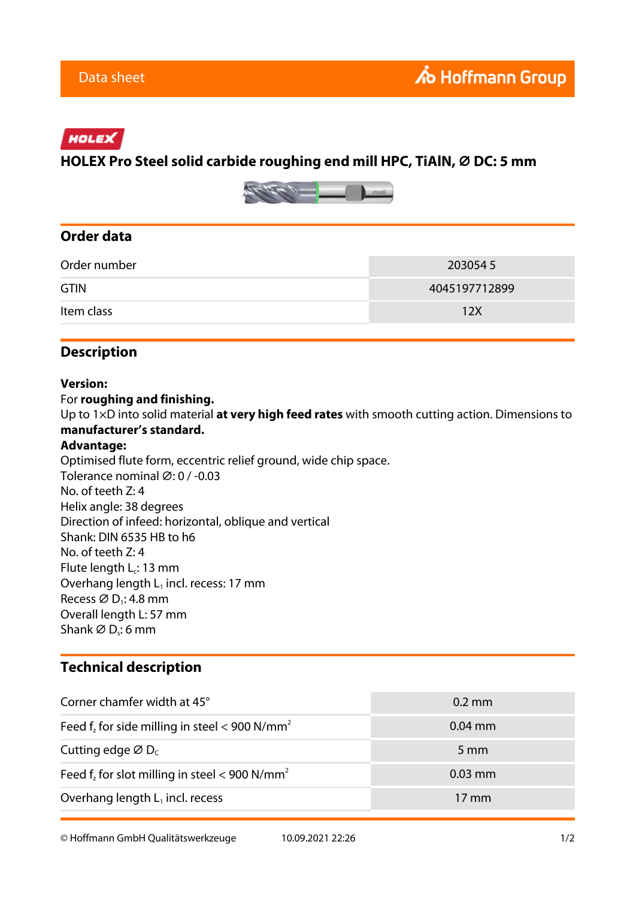Data sheet

HOLEX

# HOLEX Pro Steel solid carbide roughing end mill HPC, TiAlN, Ø DC: 5 mm

## Order data

| Order number | 203054 5 |
|---|---|
| GTIN | 4045197712899 |
| Item class | 12X |

## Description

**Version:**
For **roughing and finishing.**
Up to 1×D into solid material **at very high feed rates** with smooth cutting action. Dimensions to **manufacturer's standard.**
**Advantage:**
Optimised flute form, eccentric relief ground, wide chip space.
Tolerance nominal Ø: 0 / -0.03
No. of teeth Z: 4
Helix angle: 38 degrees
Direction of infeed: horizontal, oblique and vertical
Shank: DIN 6535 HB to h6
No. of teeth Z: 4
Flute length $L_c$: 13 mm
Overhang length $L_1$ incl. recess: 17 mm
Recess Ø $D_1$: 4.8 mm
Overall length L: 57 mm
Shank Ø $D_s$: 6 mm

## Technical description

| Corner chamfer width at 45° | 0.2 mm |
|---|---|
| Feed $f_z$ for side milling in steel < 900 $N/mm^2$ | 0.04 mm |
| Cutting edge Ø $D_C$ | 5 mm |
| Feed $f_z$ for slot milling in steel < 900 $N/mm^2$ | 0.03 mm |
| Overhang length $L_1$ incl. recess | 17 mm |

© Hoffmann GmbH Qualitätswerkzeuge 10.09.2021 22:26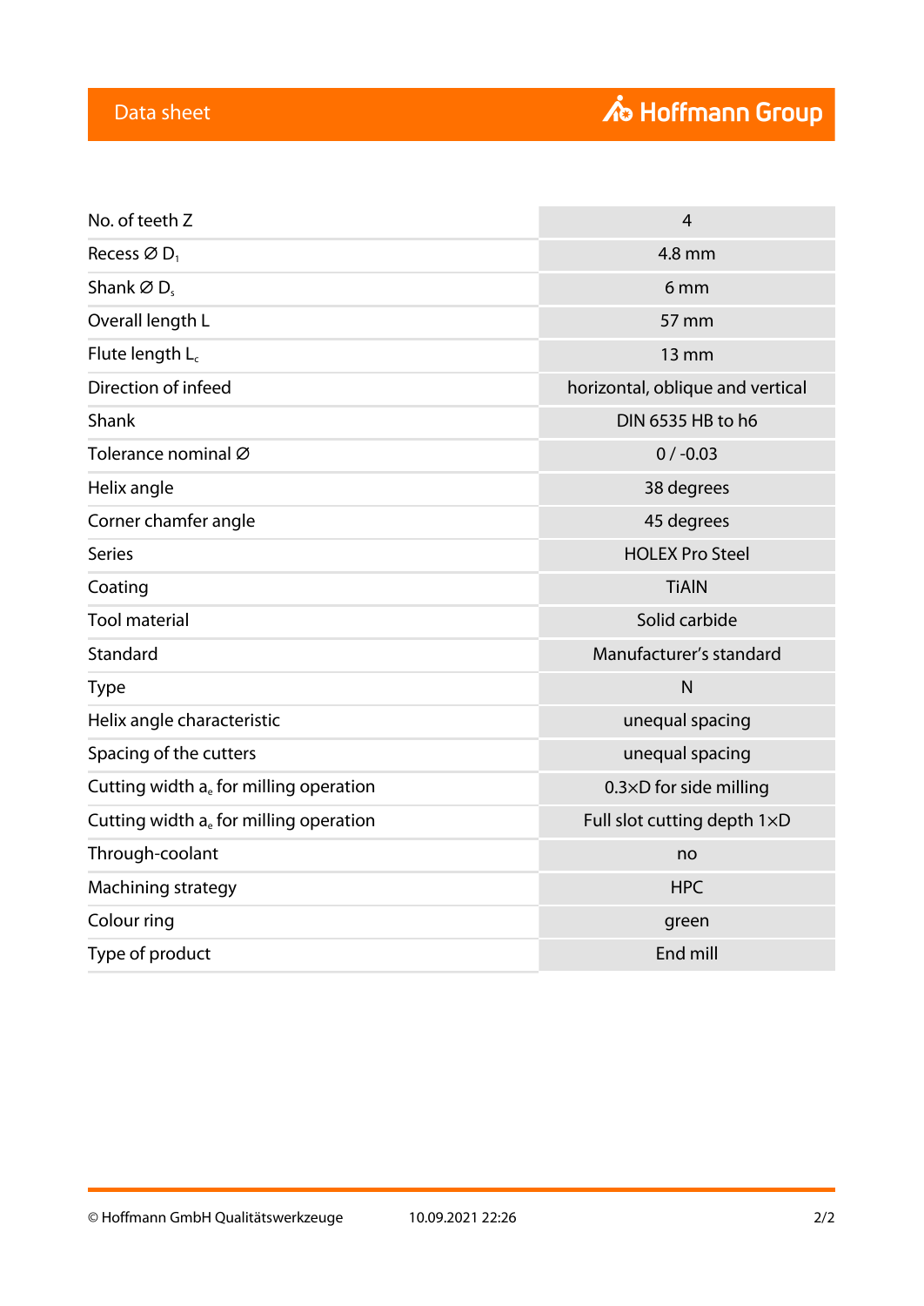| | |
|---|---|
| No. of teeth Z | 4 |
| Recess ∅ $D_1$ | 4.8 mm |
| Shank ∅ $D_s$ | 6 mm |
| Overall length L | 57 mm |
| Flute length $L_c$ | 13 mm |
| Direction of infeed | horizontal, oblique and vertical |
| Shank | DIN 6535 HB to h6 |
| Tolerance nominal ∅ | 0 / -0.03 |
| Helix angle | 38 degrees |
| Corner chamfer angle | 45 degrees |
| Series | HOLEX Pro Steel |
| Coating | TiAlN |
| Tool material | Solid carbide |
| Standard | Manufacturer's standard |
| Type | N |
| Helix angle characteristic | unequal spacing |
| Spacing of the cutters | unequal spacing |
| Cutting width $a_e$ for milling operation | 0.3×D for side milling |
| Cutting width $a_e$ for milling operation | Full slot cutting depth 1×D |
| Through-coolant | no |
| Machining strategy | HPC |
| Colour ring | green |
| Type of product | End mill |